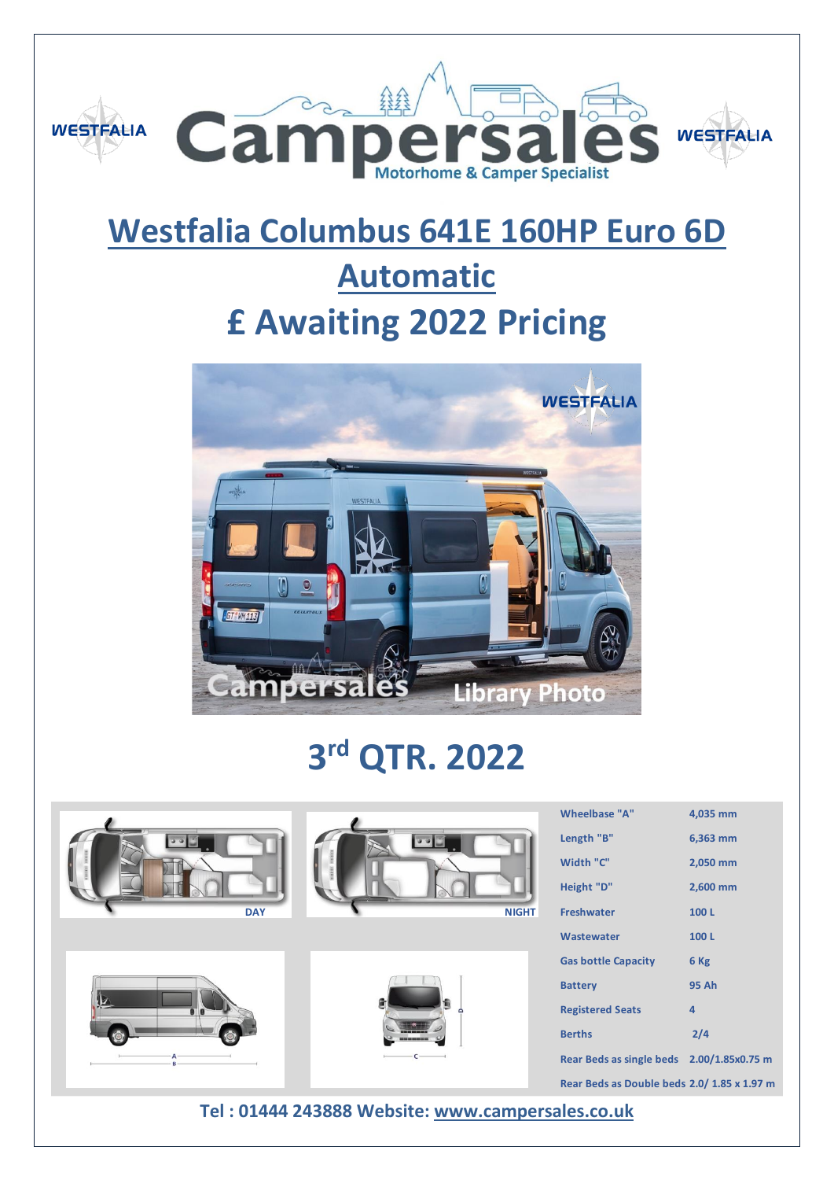# Westfalia Columbus 641E 160HP Euro 6D Automatic

# £ Awaiting 2022 Pricing

## 3rd QTR. 2022

DAY

NIGHT

| | |
|---|---|
| Wheelbase "A" | 4,035 mm |
| Length "B" | 6,363 mm |
| Width "C" | 2,050 mm |
| Height "D" | 2,600 mm |
| Freshwater | 100 L |
| Wastewater | 100 L |
| Gas bottle Capacity | 6 Kg |
| Battery | 95 Ah |
| Registered Seats | 4 |
| Berths | 2/4 |
| Rear Beds as single beds | 2.00/1.85x0.75 m |
| Rear Beds as Double beds | 2.0/ 1.85 x 1.97 m |

**Tel : 01444 243888 Website: [www.campersales.co.uk](http://www.campersales.co.uk)**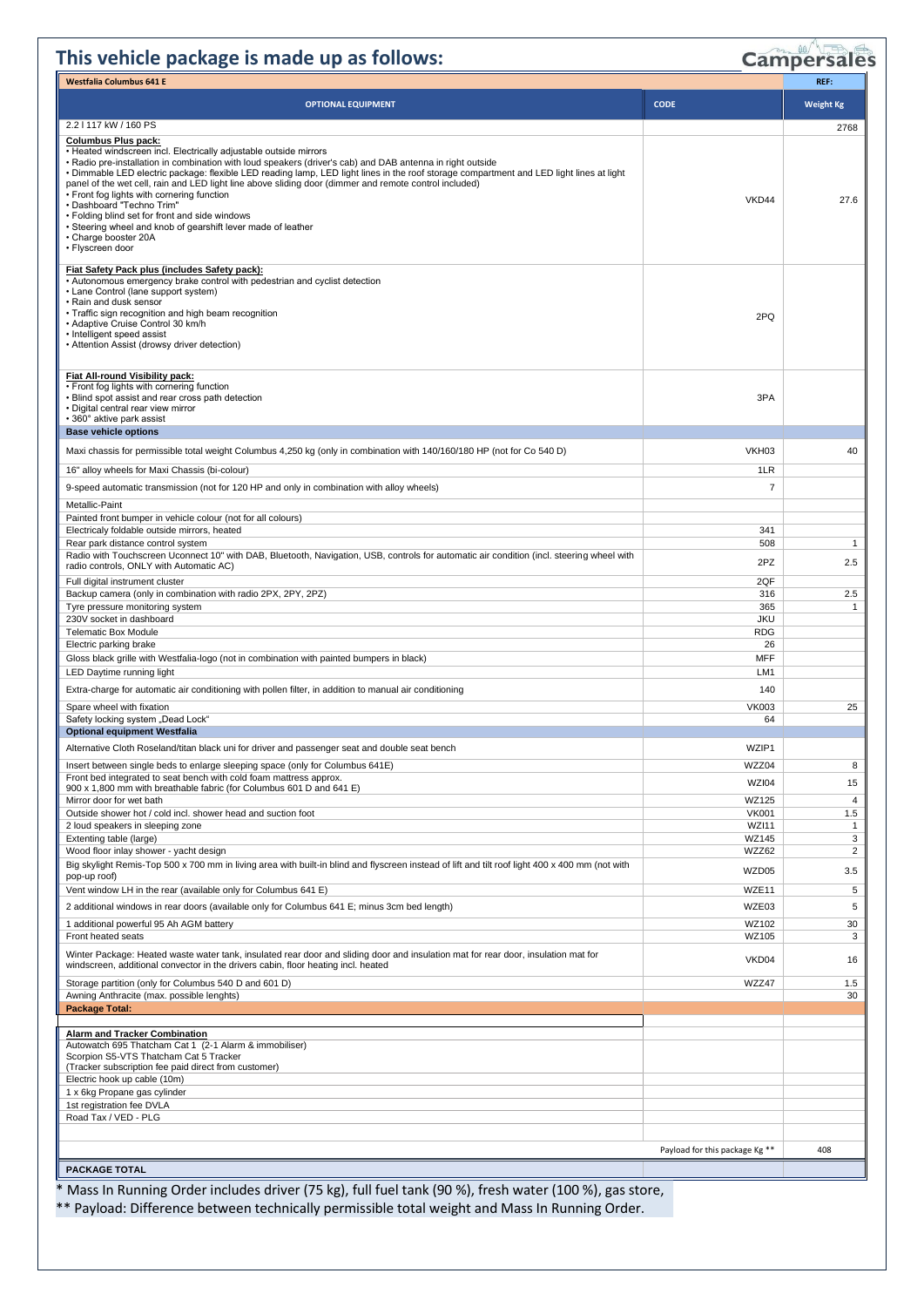# This vehicle package is made up as follows:

Campersales

| Westfalia Columbus 641 E | | REF: |
|---|---|---|
| **OPTIONAL EQUIPMENT** | **CODE** | **Weight Kg** |
| 2.2 l 117 kW / 160 PS | | 2768 |
| **Columbus Plus pack:**<br>• Heated windscreen incl. Electrically adjustable outside mirrors<br>• Radio pre-installation in combination with loud speakers (driver's cab) and DAB antenna in right outside<br>• Dimmable LED electric package: flexible LED reading lamp, LED light lines in the roof storage compartment and LED light lines at light panel of the wet cell, rain and LED light line above sliding door (dimmer and remote control included)<br>• Front fog lights with cornering function<br>• Dashboard "Techno Trim"<br>• Folding blind set for front and side windows<br>• Steering wheel and knob of gearshift lever made of leather<br>• Charge booster 20A<br>• Flyscreen door | VKD44 | 27.6 |
| **Fiat Safety Pack plus (includes Safety pack):**<br>• Autonomous emergency brake control with pedestrian and cyclist detection<br>• Lane Control (lane support system)<br>• Rain and dusk sensor<br>• Traffic sign recognition and high beam recognition<br>• Adaptive Cruise Control 30 km/h<br>• Intelligent speed assist<br>• Attention Assist (drowsy driver detection) | 2PQ | |
| **Fiat All-round Visibility pack:**<br>• Front fog lights with cornering function<br>• Blind spot assist and rear cross path detection<br>• Digital central rear view mirror<br>• 360° aktive park assist | 3PA | |
| **Base vehicle options** | | |
| Maxi chassis for permissible total weight Columbus 4,250 kg (only in combination with 140/160/180 HP (not for Co 540 D) | VKH03 | 40 |
| 16" alloy wheels for Maxi Chassis (bi-colour) | 1LR | |
| 9-speed automatic transmission (not for 120 HP and only in combination with alloy wheels) | 7 | |
| Metallic-Paint | | |
| Painted front bumper in vehicle colour (not for all colours) | | |
| Electricaly foldable outside mirrors, heated | 341 | |
| Rear park distance control system | 508 | 1 |
| Radio with Touchscreen Uconnect 10" with DAB, Bluetooth, Navigation, USB, controls for automatic air condition (incl. steering wheel with radio controls, ONLY with Automatic AC) | 2PZ | 2.5 |
| Full digital instrument cluster | 2QF | |
| Backup camera (only in combination with radio 2PX, 2PY, 2PZ) | 316 | 2.5 |
| Tyre pressure monitoring system | 365 | 1 |
| 230V socket in dashboard | JKU | |
| Telematic Box Module | RDG | |
| Electric parking brake | 26 | |
| Gloss black grille with Westfalia-logo (not in combination with painted bumpers in black) | MFF | |
| LED Daytime running light | LM1 | |
| Extra-charge for automatic air conditioning with pollen filter, in addition to manual air conditioning | 140 | |
| Spare wheel with fixation | VK003 | 25 |
| Safety locking system „Dead Lock" | 64 | |
| **Optional equipment Westfalia** | | |
| Alternative Cloth Roseland/titan black uni for driver and passenger seat and double seat bench | WZIP1 | |
| Insert between single beds to enlarge sleeping space (only for Columbus 641E) | WZZ04 | 8 |
| Front bed integrated to seat bench with cold foam mattress approx. 900 x 1,800 mm with breathable fabric (for Columbus 601 D and 641 E) | WZI04 | 15 |
| Mirror door for wet bath | WZ125 | 4 |
| Outside shower hot / cold incl. shower head and suction foot | VK001 | 1.5 |
| 2 loud speakers in sleeping zone | WZI11 | 1 |
| Extenting table (large) | WZ145 | 3 |
| Wood floor inlay shower - yacht design | WZZ62 | 2 |
| Big skylight Remis-Top 500 x 700 mm in living area with built-in blind and flyscreen instead of lift and tilt roof light 400 x 400 mm (not with pop-up roof) | WZD05 | 3.5 |
| Vent window LH in the rear (available only for Columbus 641 E) | WZE11 | 5 |
| 2 additional windows in rear doors (available only for Columbus 641 E; minus 3cm bed length) | WZE03 | 5 |
| 1 additional powerful 95 Ah AGM battery | WZ102 | 30 |
| Front heated seats | WZ105 | 3 |
| Winter Package: Heated waste water tank, insulated rear door and sliding door and insulation mat for rear door, insulation mat for windscreen, additional convector in the drivers cabin, floor heating incl. heated | VKD04 | 16 |
| Storage partition (only for Columbus 540 D and 601 D) | WZZ47 | 1.5 |
| Awning Anthracite (max. possible lenghts) | | 30 |
| **Package Total:** | | |
| | | |
| **Alarm and Tracker Combination**<br>Autowatch 695 Thatcham Cat 1 (2-1 Alarm & immobiliser)<br>Scorpion S5-VTS Thatcham Cat 5 Tracker<br>(Tracker subscription fee paid direct from customer) | | |
| Electric hook up cable (10m) | | |
| 1 x 6kg Propane gas cylinder | | |
| 1st registration fee DVLA | | |
| Road Tax / VED - PLG | | |
| | | |
| | Payload for this package Kg ** | 408 |
| **PACKAGE TOTAL** | | |

* Mass In Running Order includes driver (75 kg), full fuel tank (90 %), fresh water (100 %), gas store,

** Payload: Difference between technically permissible total weight and Mass In Running Order.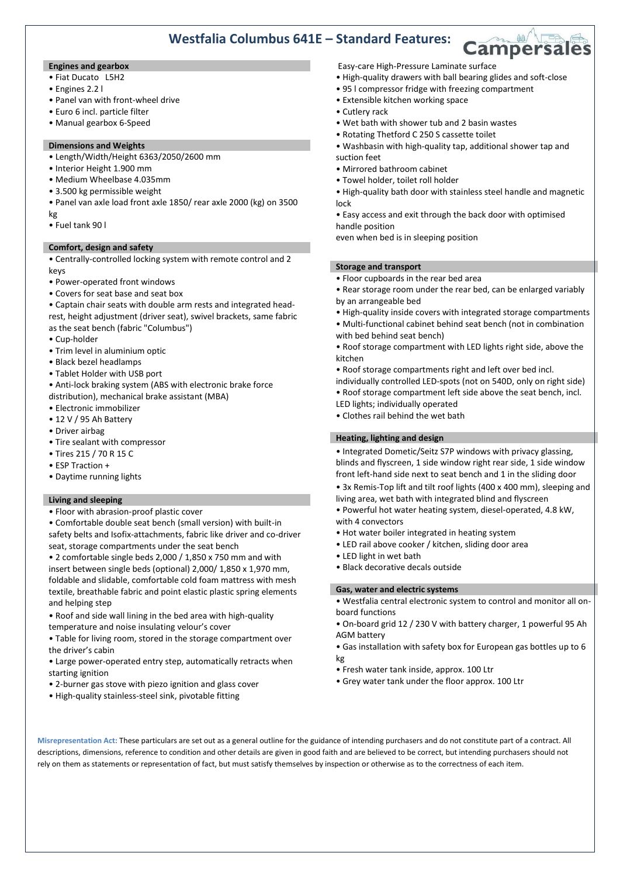# Westfalia Columbus 641E – Standard Features:

Campersales

### Engines and gearbox

- Fiat Ducato L5H2
- Engines 2.2 l
- Panel van with front-wheel drive
- Euro 6 incl. particle filter
- Manual gearbox 6-Speed

### Dimensions and Weights

- Length/Width/Height 6363/2050/2600 mm
- Interior Height 1.900 mm
- Medium Wheelbase 4.035mm
- 3.500 kg permissible weight
- Panel van axle load front axle 1850/ rear axle 2000 (kg) on 3500 kg
- Fuel tank 90 l

### Comfort, design and safety

- Centrally-controlled locking system with remote control and 2 keys
- Power-operated front windows
- Covers for seat base and seat box
- Captain chair seats with double arm rests and integrated head-rest, height adjustment (driver seat), swivel brackets, same fabric as the seat bench (fabric "Columbus")
- Cup-holder
- Trim level in aluminium optic
- Black bezel headlamps
- Tablet Holder with USB port
- Anti-lock braking system (ABS with electronic brake force distribution), mechanical brake assistant (MBA)
- Electronic immobilizer
- 12 V / 95 Ah Battery
- Driver airbag
- Tire sealant with compressor
- Tires 215 / 70 R 15 C
- ESP Traction +
- Daytime running lights

### Living and sleeping

- Floor with abrasion-proof plastic cover
- Comfortable double seat bench (small version) with built-in safety belts and Isofix-attachments, fabric like driver and co-driver seat, storage compartments under the seat bench
- 2 comfortable single beds 2,000 / 1,850 x 750 mm and with insert between single beds (optional) 2,000/ 1,850 x 1,970 mm, foldable and slidable, comfortable cold foam mattress with mesh textile, breathable fabric and point elastic plastic spring elements and helping step
- Roof and side wall lining in the bed area with high-quality temperature and noise insulating velour's cover
- Table for living room, stored in the storage compartment over the driver's cabin
- Large power-operated entry step, automatically retracts when starting ignition
- 2-burner gas stove with piezo ignition and glass cover
- High-quality stainless-steel sink, pivotable fitting

Easy-care High-Pressure Laminate surface

- High-quality drawers with ball bearing glides and soft-close
- 95 l compressor fridge with freezing compartment
- Extensible kitchen working space
- Cutlery rack
- Wet bath with shower tub and 2 basin wastes
- Rotating Thetford C 250 S cassette toilet
- Washbasin with high-quality tap, additional shower tap and suction feet
- Mirrored bathroom cabinet
- Towel holder, toilet roll holder
- High-quality bath door with stainless steel handle and magnetic lock
- Easy access and exit through the back door with optimised handle position

even when bed is in sleeping position

### Storage and transport

- Floor cupboards in the rear bed area
- Rear storage room under the rear bed, can be enlarged variably by an arrangeable bed
- High-quality inside covers with integrated storage compartments
- Multi-functional cabinet behind seat bench (not in combination with bed behind seat bench)
- Roof storage compartment with LED lights right side, above the kitchen
- Roof storage compartments right and left over bed incl. individually controlled LED-spots (not on 540D, only on right side)
- Roof storage compartment left side above the seat bench, incl. LED lights; individually operated
- Clothes rail behind the wet bath

### Heating, lighting and design

- Integrated Dometic/Seitz S7P windows with privacy glassing, blinds and flyscreen, 1 side window right rear side, 1 side window front left-hand side next to seat bench and 1 in the sliding door
- 3x Remis-Top lift and tilt roof lights (400 x 400 mm), sleeping and living area, wet bath with integrated blind and flyscreen
- Powerful hot water heating system, diesel-operated, 4.8 kW, with 4 convectors
- Hot water boiler integrated in heating system
- LED rail above cooker / kitchen, sliding door area
- LED light in wet bath
- Black decorative decals outside

### Gas, water and electric systems

- Westfalia central electronic system to control and monitor all on-board functions
- On-board grid 12 / 230 V with battery charger, 1 powerful 95 Ah AGM battery
- Gas installation with safety box for European gas bottles up to 6 kg
- Fresh water tank inside, approx. 100 Ltr
- Grey water tank under the floor approx. 100 Ltr

**Misrepresentation Act:** These particulars are set out as a general outline for the guidance of intending purchasers and do not constitute part of a contract. All descriptions, dimensions, reference to condition and other details are given in good faith and are believed to be correct, but intending purchasers should not rely on them as statements or representation of fact, but must satisfy themselves by inspection or otherwise as to the correctness of each item.